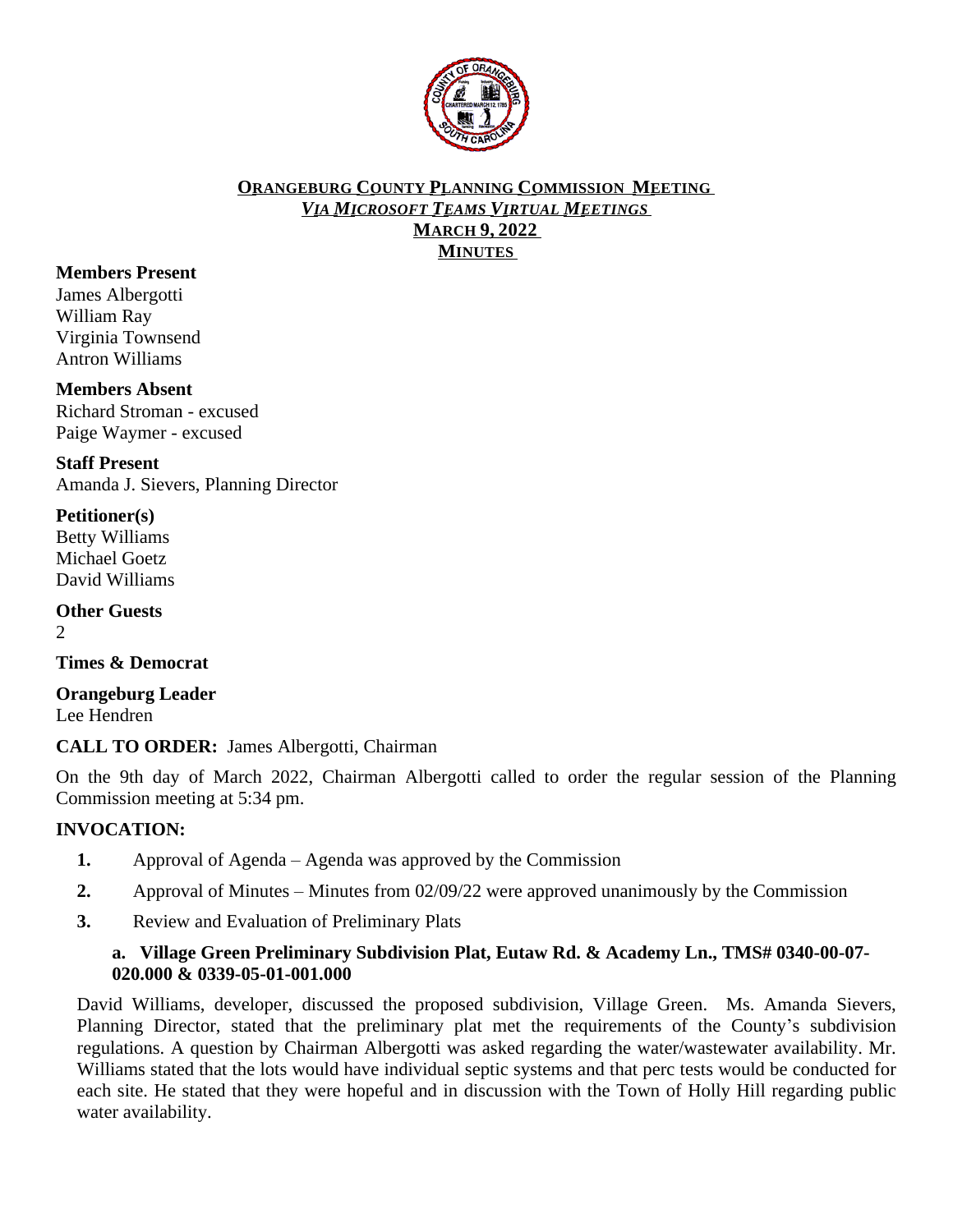**ORANGEBURG COUNTY PLANNING COMMISSION MEETING**
***VIA MICROSOFT TEAMS VIRTUAL MEETINGS***
**MARCH 9, 2022**
**MINUTES**

**Members Present**
James Albergotti
William Ray
Virginia Townsend
Antron Williams

**Members Absent**
Richard Stroman - excused
Paige Waymer - excused

**Staff Present**
Amanda J. Sievers, Planning Director

**Petitioner(s)**
Betty Williams
Michael Goetz
David Williams

**Other Guests**
2

**Times & Democrat**

**Orangeburg Leader**
Lee Hendren

**CALL TO ORDER:** James Albergotti, Chairman

On the 9th day of March 2022, Chairman Albergotti called to order the regular session of the Planning Commission meeting at 5:34 pm.

**INVOCATION:**

1. Approval of Agenda – Agenda was approved by the Commission
2. Approval of Minutes – Minutes from 02/09/22 were approved unanimously by the Commission
3. Review and Evaluation of Preliminary Plats

**a. Village Green Preliminary Subdivision Plat, Eutaw Rd. & Academy Ln., TMS# 0340-00-07-020.000 & 0339-05-01-001.000**

David Williams, developer, discussed the proposed subdivision, Village Green. Ms. Amanda Sievers, Planning Director, stated that the preliminary plat met the requirements of the County's subdivision regulations. A question by Chairman Albergotti was asked regarding the water/wastewater availability. Mr. Williams stated that the lots would have individual septic systems and that perc tests would be conducted for each site. He stated that they were hopeful and in discussion with the Town of Holly Hill regarding public water availability.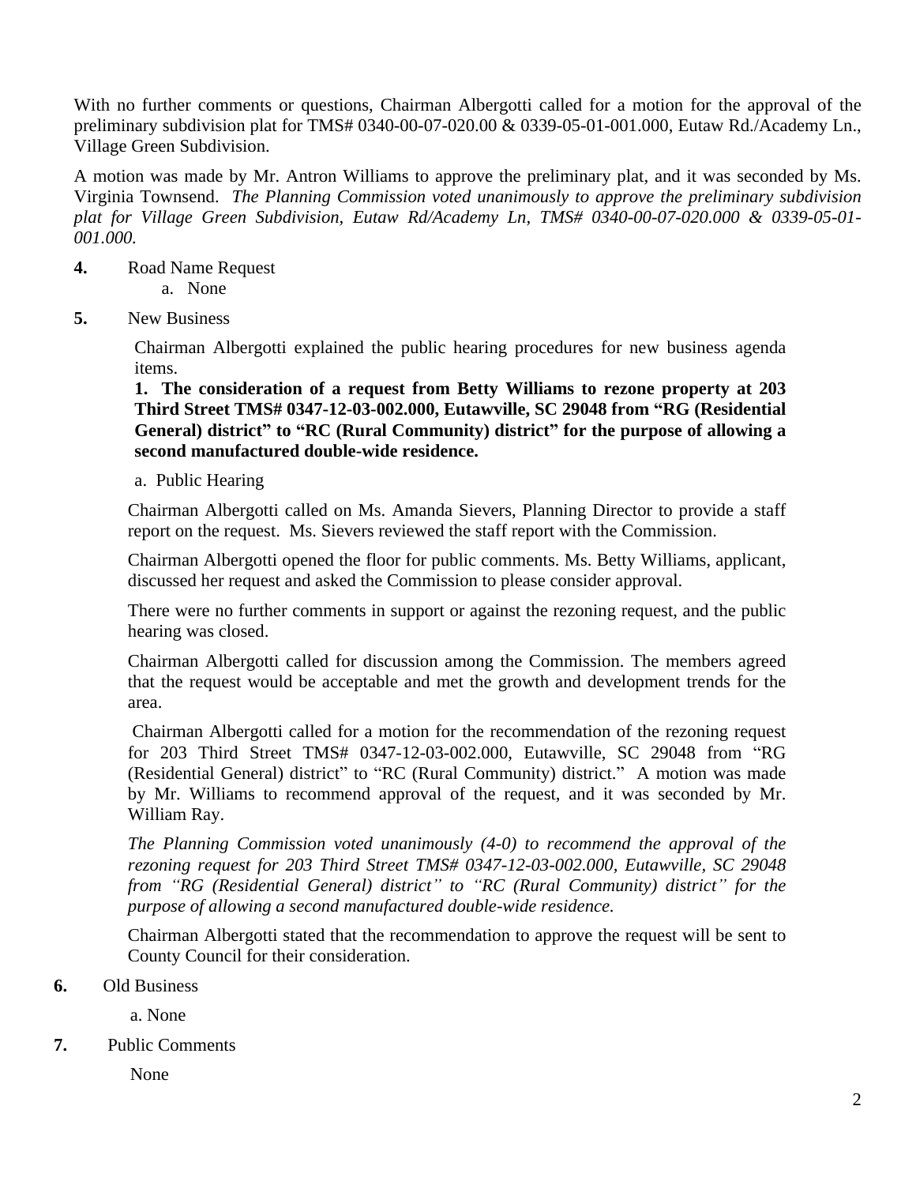With no further comments or questions, Chairman Albergotti called for a motion for the approval of the preliminary subdivision plat for TMS# 0340-00-07-020.00 & 0339-05-01-001.000, Eutaw Rd./Academy Ln., Village Green Subdivision.

A motion was made by Mr. Antron Williams to approve the preliminary plat, and it was seconded by Ms. Virginia Townsend. *The Planning Commission voted unanimously to approve the preliminary subdivision plat for Village Green Subdivision, Eutaw Rd/Academy Ln, TMS# 0340-00-07-020.000 & 0339-05-01-001.000.*

**4.** Road Name Request

a. None

**5.** New Business

Chairman Albergotti explained the public hearing procedures for new business agenda items.

**1. The consideration of a request from Betty Williams to rezone property at 203 Third Street TMS# 0347-12-03-002.000, Eutawville, SC 29048 from "RG (Residential General) district" to "RC (Rural Community) district" for the purpose of allowing a second manufactured double-wide residence.**

a. Public Hearing

Chairman Albergotti called on Ms. Amanda Sievers, Planning Director to provide a staff report on the request. Ms. Sievers reviewed the staff report with the Commission.

Chairman Albergotti opened the floor for public comments. Ms. Betty Williams, applicant, discussed her request and asked the Commission to please consider approval.

There were no further comments in support or against the rezoning request, and the public hearing was closed.

Chairman Albergotti called for discussion among the Commission. The members agreed that the request would be acceptable and met the growth and development trends for the area.

Chairman Albergotti called for a motion for the recommendation of the rezoning request for 203 Third Street TMS# 0347-12-03-002.000, Eutawville, SC 29048 from "RG (Residential General) district" to "RC (Rural Community) district." A motion was made by Mr. Williams to recommend approval of the request, and it was seconded by Mr. William Ray.

*The Planning Commission voted unanimously (4-0) to recommend the approval of the rezoning request for 203 Third Street TMS# 0347-12-03-002.000, Eutawville, SC 29048 from "RG (Residential General) district" to "RC (Rural Community) district" for the purpose of allowing a second manufactured double-wide residence.*

Chairman Albergotti stated that the recommendation to approve the request will be sent to County Council for their consideration.

**6.** Old Business

a. None

**7.** Public Comments

None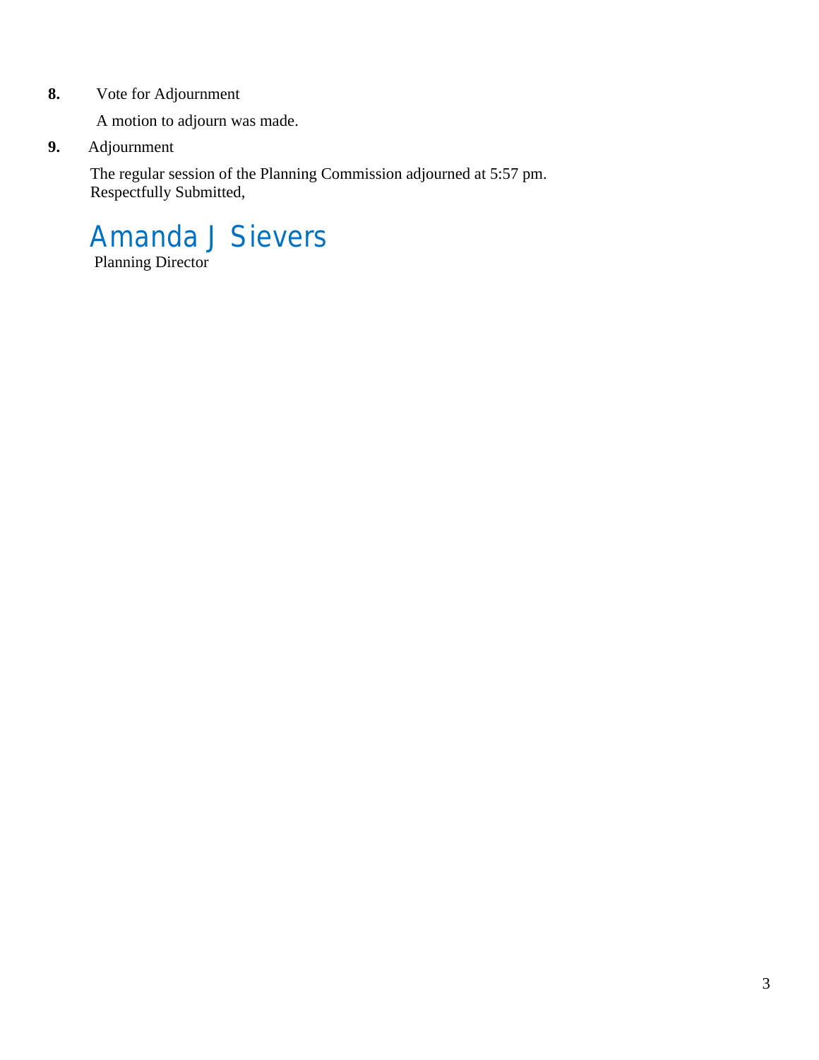**8.** Vote for Adjournment

A motion to adjourn was made.

**9.** Adjournment

The regular session of the Planning Commission adjourned at 5:57 pm.
Respectfully Submitted,

Amanda J Sievers
Planning Director